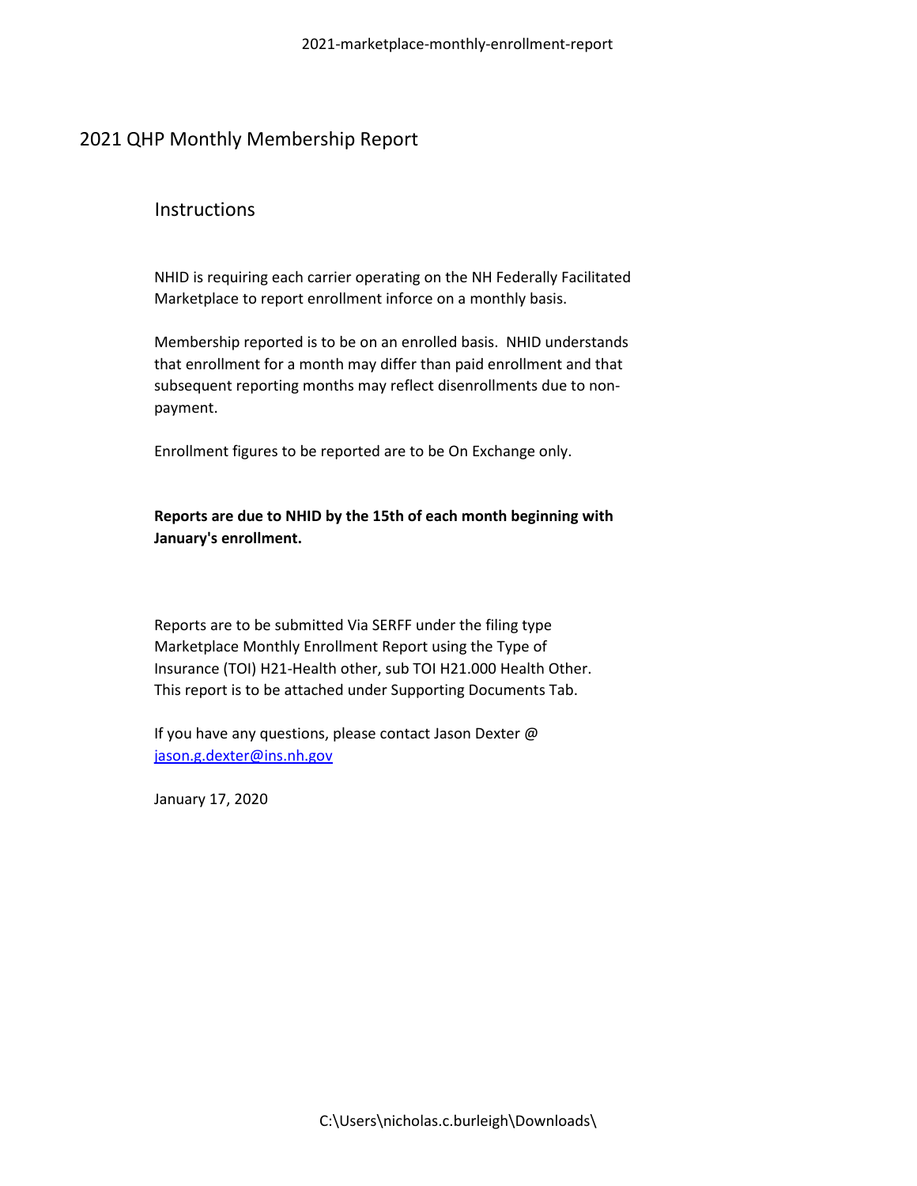# 2021 QHP Monthly Membership Report

## Instructions

NHID is requiring each carrier operating on the NH Federally Facilitated Marketplace to report enrollment inforce on a monthly basis.

Membership reported is to be on an enrolled basis. NHID understands that enrollment for a month may differ than paid enrollment and that subsequent reporting months may reflect disenrollments due to non-payment.

Enrollment figures to be reported are to be On Exchange only.

**Reports are due to NHID by the 15th of each month beginning with January's enrollment.**

Reports are to be submitted Via SERFF under the filing type Marketplace Monthly Enrollment Report using the Type of Insurance (TOI) H21-Health other, sub TOI H21.000 Health Other. This report is to be attached under Supporting Documents Tab.

If you have any questions, please contact Jason Dexter @ [jason.g.dexter@ins.nh.gov](mailto:jason.g.dexter@ins.nh.gov)

January 17, 2020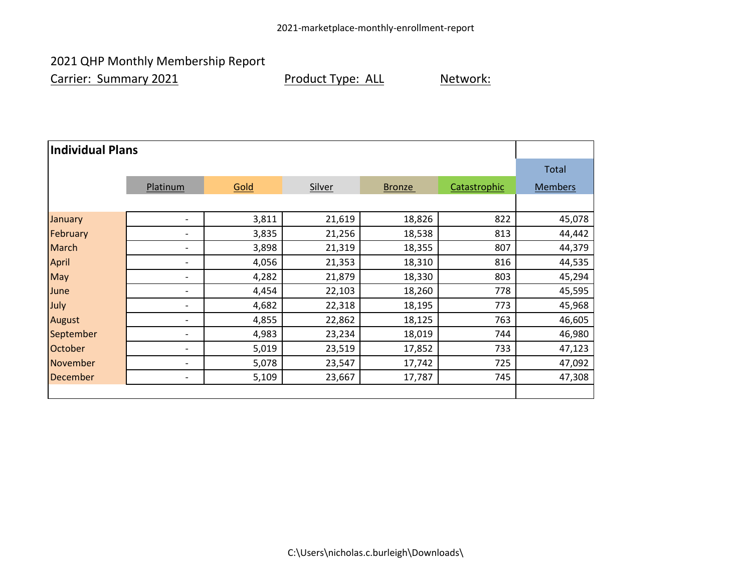2021 QHP Monthly Membership Report

Carrier: Summary 2021 Product Type: ALL Network:

**Individual Plans**

| | Platinum | Gold | Silver | Bronze | Catastrophic | Total Members |
|---|---|---|---|---|---|---|
| January | - | 3,811 | 21,619 | 18,826 | 822 | 45,078 |
| February | - | 3,835 | 21,256 | 18,538 | 813 | 44,442 |
| March | - | 3,898 | 21,319 | 18,355 | 807 | 44,379 |
| April | - | 4,056 | 21,353 | 18,310 | 816 | 44,535 |
| May | - | 4,282 | 21,879 | 18,330 | 803 | 45,294 |
| June | - | 4,454 | 22,103 | 18,260 | 778 | 45,595 |
| July | - | 4,682 | 22,318 | 18,195 | 773 | 45,968 |
| August | - | 4,855 | 22,862 | 18,125 | 763 | 46,605 |
| September | - | 4,983 | 23,234 | 18,019 | 744 | 46,980 |
| October | - | 5,019 | 23,519 | 17,852 | 733 | 47,123 |
| November | - | 5,078 | 23,547 | 17,742 | 725 | 47,092 |
| December | - | 5,109 | 23,667 | 17,787 | 745 | 47,308 |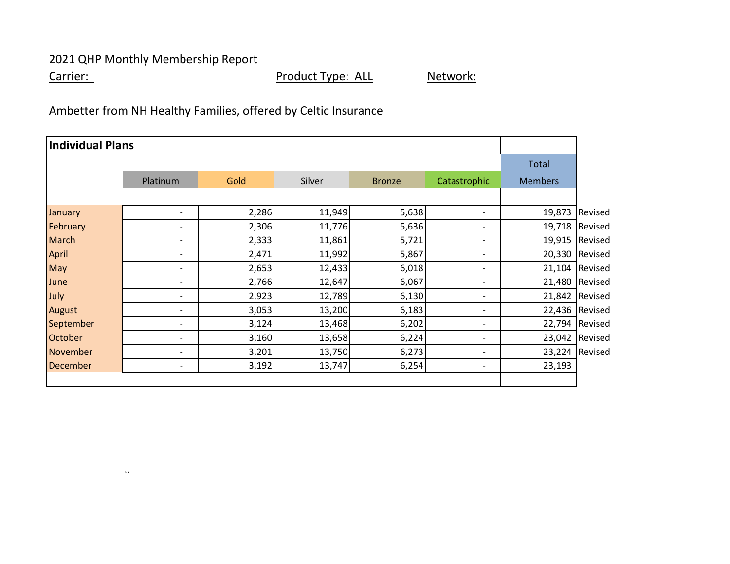2021 QHP Monthly Membership Report

Carrier: Product Type: ALL Network:

Ambetter from NH Healthy Families, offered by Celtic Insurance

**Individual Plans**

| | Platinum | Gold | Silver | Bronze | Catastrophic | Total Members | |
|---|---|---|---|---|---|---|---|
| January | - | 2,286 | 11,949 | 5,638 | - | 19,873 | Revised |
| February | - | 2,306 | 11,776 | 5,636 | - | 19,718 | Revised |
| March | - | 2,333 | 11,861 | 5,721 | - | 19,915 | Revised |
| April | - | 2,471 | 11,992 | 5,867 | - | 20,330 | Revised |
| May | - | 2,653 | 12,433 | 6,018 | - | 21,104 | Revised |
| June | - | 2,766 | 12,647 | 6,067 | - | 21,480 | Revised |
| July | - | 2,923 | 12,789 | 6,130 | - | 21,842 | Revised |
| August | - | 3,053 | 13,200 | 6,183 | - | 22,436 | Revised |
| September | - | 3,124 | 13,468 | 6,202 | - | 22,794 | Revised |
| October | - | 3,160 | 13,658 | 6,224 | - | 23,042 | Revised |
| November | - | 3,201 | 13,750 | 6,273 | - | 23,224 | Revised |
| December | - | 3,192 | 13,747 | 6,254 | - | 23,193 | |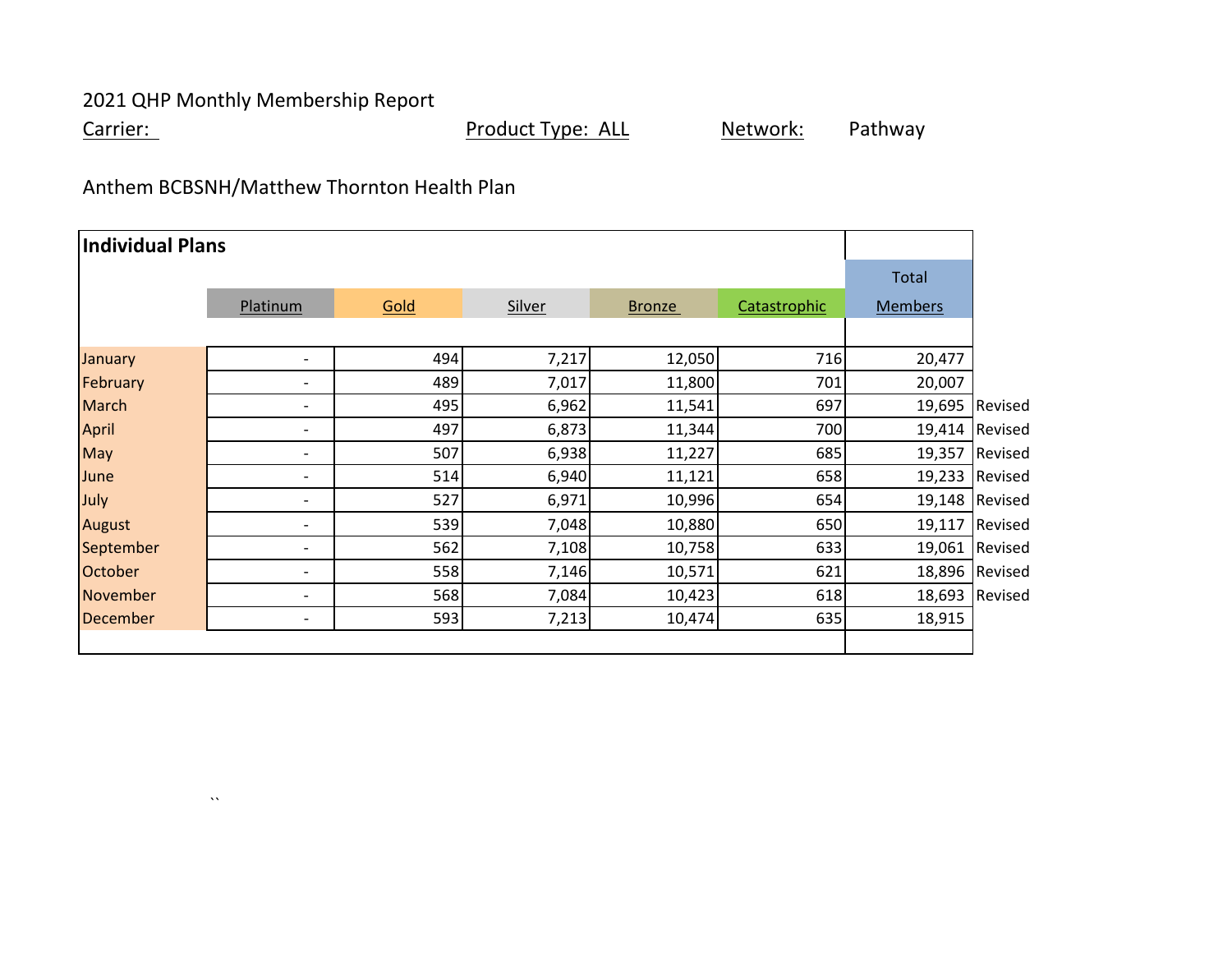2021 QHP Monthly Membership Report

Carrier: Anthem BCBSNH/Matthew Thornton Health Plan

Product Type: ALL

Network: Pathway

| Individual Plans | Platinum | Gold | Silver | Bronze | Catastrophic | Total Members | |
|---|---|---|---|---|---|---|---|
| January | - | 494 | 7,217 | 12,050 | 716 | 20,477 | |
| February | - | 489 | 7,017 | 11,800 | 701 | 20,007 | |
| March | - | 495 | 6,962 | 11,541 | 697 | 19,695 | Revised |
| April | - | 497 | 6,873 | 11,344 | 700 | 19,414 | Revised |
| May | - | 507 | 6,938 | 11,227 | 685 | 19,357 | Revised |
| June | - | 514 | 6,940 | 11,121 | 658 | 19,233 | Revised |
| July | - | 527 | 6,971 | 10,996 | 654 | 19,148 | Revised |
| August | - | 539 | 7,048 | 10,880 | 650 | 19,117 | Revised |
| September | - | 562 | 7,108 | 10,758 | 633 | 19,061 | Revised |
| October | - | 558 | 7,146 | 10,571 | 621 | 18,896 | Revised |
| November | - | 568 | 7,084 | 10,423 | 618 | 18,693 | Revised |
| December | - | 593 | 7,213 | 10,474 | 635 | 18,915 | |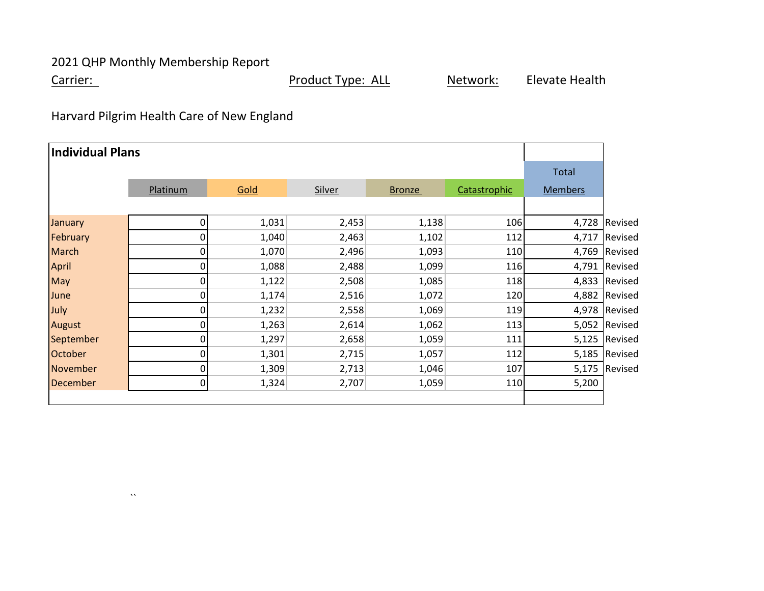2021 QHP Monthly Membership Report

Carrier: Product Type: ALL Network: Elevate Health

Harvard Pilgrim Health Care of New England

| Individual Plans | | | | | | | |
|---|---|---|---|---|---|---|---|
| | Platinum | Gold | Silver | Bronze | Catastrophic | Total Members | |
| January | 0 | 1,031 | 2,453 | 1,138 | 106 | 4,728 | Revised |
| February | 0 | 1,040 | 2,463 | 1,102 | 112 | 4,717 | Revised |
| March | 0 | 1,070 | 2,496 | 1,093 | 110 | 4,769 | Revised |
| April | 0 | 1,088 | 2,488 | 1,099 | 116 | 4,791 | Revised |
| May | 0 | 1,122 | 2,508 | 1,085 | 118 | 4,833 | Revised |
| June | 0 | 1,174 | 2,516 | 1,072 | 120 | 4,882 | Revised |
| July | 0 | 1,232 | 2,558 | 1,069 | 119 | 4,978 | Revised |
| August | 0 | 1,263 | 2,614 | 1,062 | 113 | 5,052 | Revised |
| September | 0 | 1,297 | 2,658 | 1,059 | 111 | 5,125 | Revised |
| October | 0 | 1,301 | 2,715 | 1,057 | 112 | 5,185 | Revised |
| November | 0 | 1,309 | 2,713 | 1,046 | 107 | 5,175 | Revised |
| December | 0 | 1,324 | 2,707 | 1,059 | 110 | 5,200 | |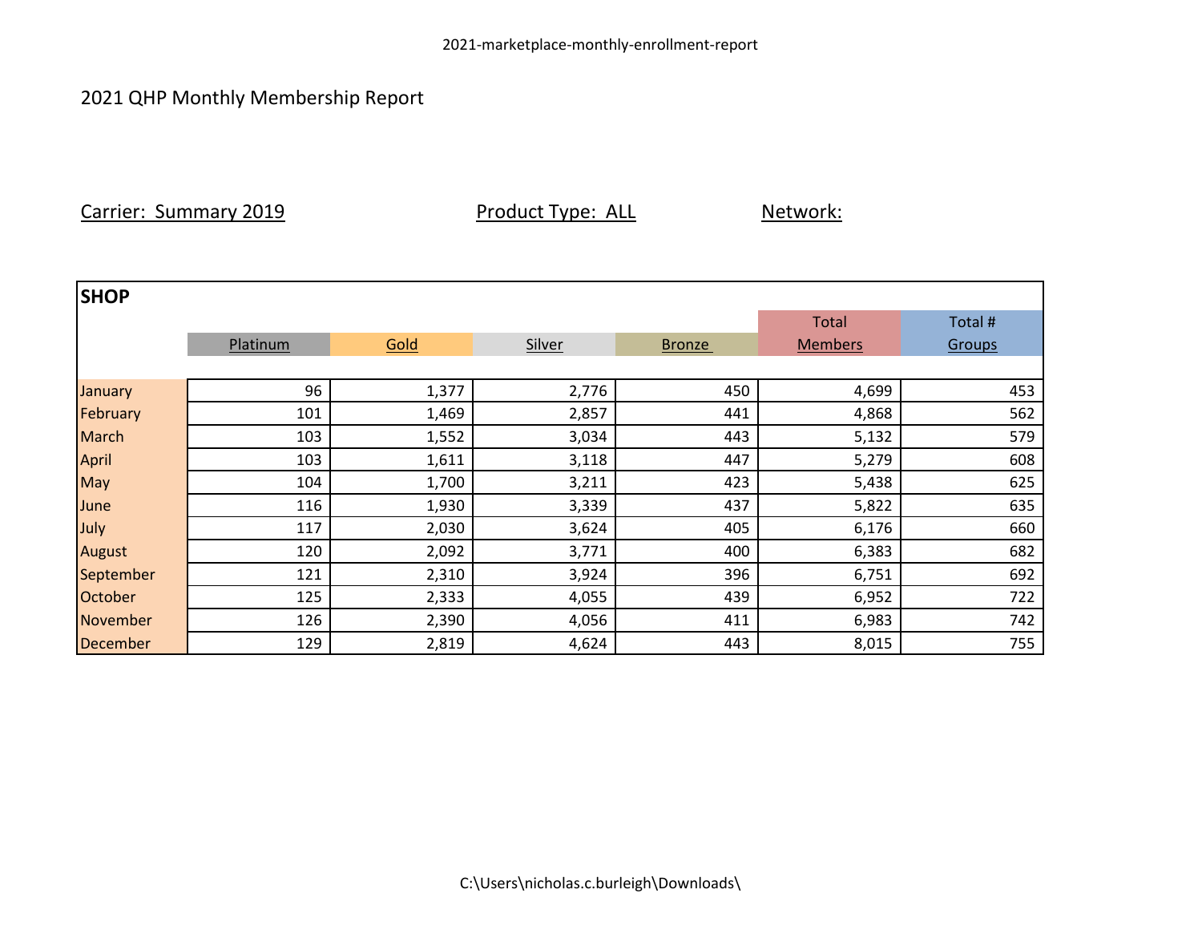2021 QHP Monthly Membership Report

Carrier: Summary 2019 | Product Type: ALL | Network:

**SHOP**

| | Platinum | Gold | Silver | Bronze | Total Members | Total # Groups |
|---|---|---|---|---|---|---|
| January | 96 | 1,377 | 2,776 | 450 | 4,699 | 453 |
| February | 101 | 1,469 | 2,857 | 441 | 4,868 | 562 |
| March | 103 | 1,552 | 3,034 | 443 | 5,132 | 579 |
| April | 103 | 1,611 | 3,118 | 447 | 5,279 | 608 |
| May | 104 | 1,700 | 3,211 | 423 | 5,438 | 625 |
| June | 116 | 1,930 | 3,339 | 437 | 5,822 | 635 |
| July | 117 | 2,030 | 3,624 | 405 | 6,176 | 660 |
| August | 120 | 2,092 | 3,771 | 400 | 6,383 | 682 |
| September | 121 | 2,310 | 3,924 | 396 | 6,751 | 692 |
| October | 125 | 2,333 | 4,055 | 439 | 6,952 | 722 |
| November | 126 | 2,390 | 4,056 | 411 | 6,983 | 742 |
| December | 129 | 2,819 | 4,624 | 443 | 8,015 | 755 |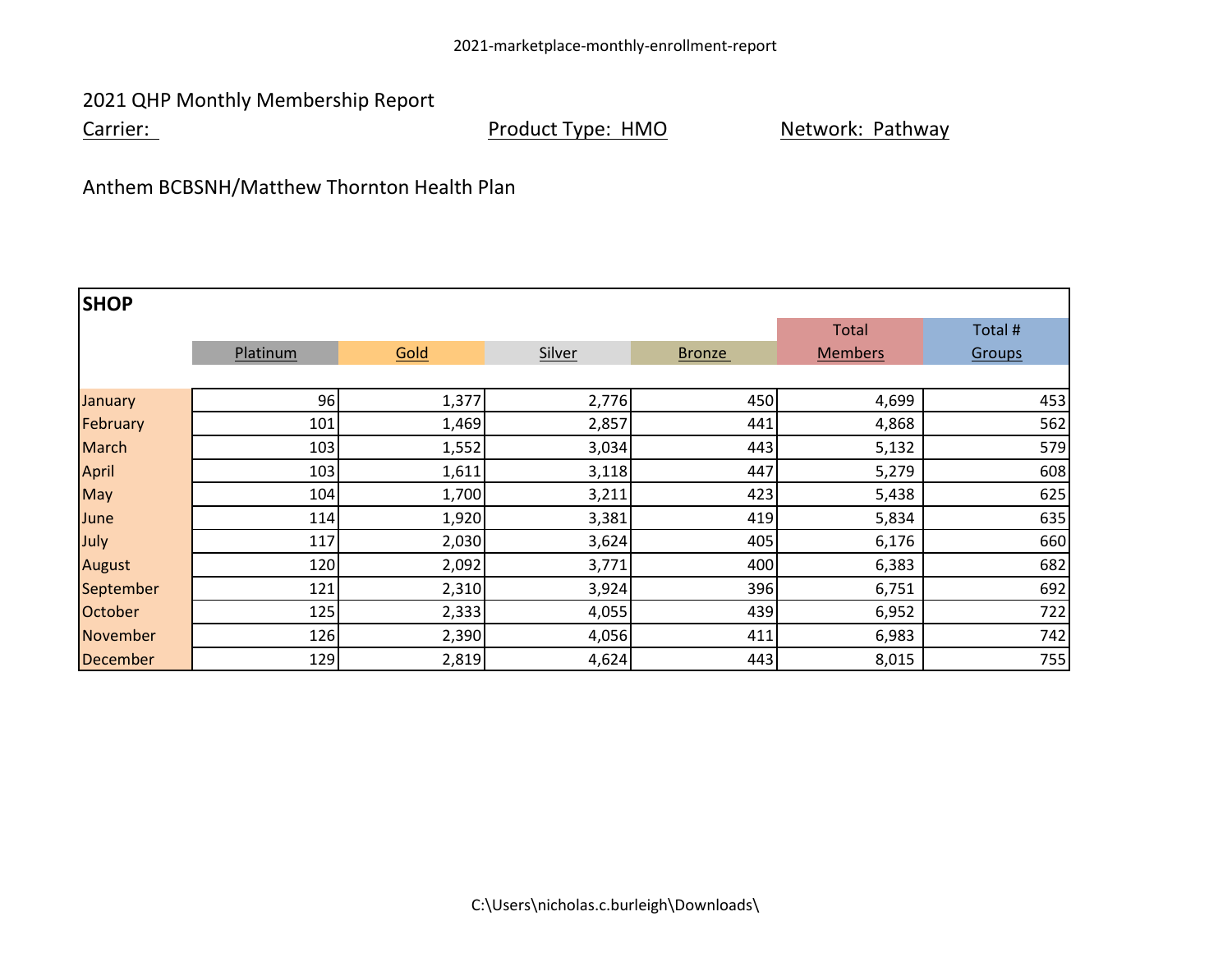2021 QHP Monthly Membership Report

Carier: Product Type: HMO Network: Pathway

Anthem BCBSNH/Matthew Thornton Health Plan

| SHOP | Platinum | Gold | Silver | Bronze | Total Members | Total # Groups |
|---|---|---|---|---|---|---|
| January | 96 | 1,377 | 2,776 | 450 | 4,699 | 453 |
| February | 101 | 1,469 | 2,857 | 441 | 4,868 | 562 |
| March | 103 | 1,552 | 3,034 | 443 | 5,132 | 579 |
| April | 103 | 1,611 | 3,118 | 447 | 5,279 | 608 |
| May | 104 | 1,700 | 3,211 | 423 | 5,438 | 625 |
| June | 114 | 1,920 | 3,381 | 419 | 5,834 | 635 |
| July | 117 | 2,030 | 3,624 | 405 | 6,176 | 660 |
| August | 120 | 2,092 | 3,771 | 400 | 6,383 | 682 |
| September | 121 | 2,310 | 3,924 | 396 | 6,751 | 692 |
| October | 125 | 2,333 | 4,055 | 439 | 6,952 | 722 |
| November | 126 | 2,390 | 4,056 | 411 | 6,983 | 742 |
| December | 129 | 2,819 | 4,624 | 443 | 8,015 | 755 |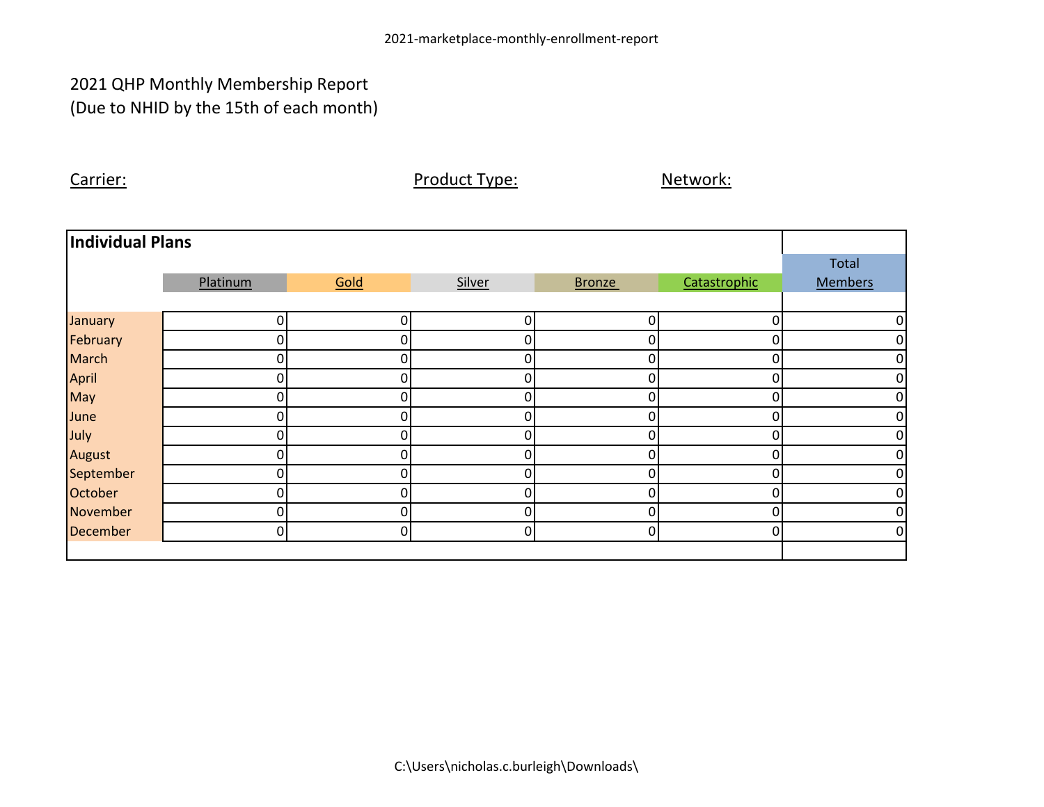2021 QHP Monthly Membership Report
(Due to NHID by the 15th of each month)

Carrier: Product Type: Network:

**Individual Plans**

| | Platinum | Gold | Silver | Bronze | Catastrophic | Total Members |
|---|---|---|---|---|---|---|
| January | 0 | 0 | 0 | 0 | 0 | 0 |
| February | 0 | 0 | 0 | 0 | 0 | 0 |
| March | 0 | 0 | 0 | 0 | 0 | 0 |
| April | 0 | 0 | 0 | 0 | 0 | 0 |
| May | 0 | 0 | 0 | 0 | 0 | 0 |
| June | 0 | 0 | 0 | 0 | 0 | 0 |
| July | 0 | 0 | 0 | 0 | 0 | 0 |
| August | 0 | 0 | 0 | 0 | 0 | 0 |
| September | 0 | 0 | 0 | 0 | 0 | 0 |
| October | 0 | 0 | 0 | 0 | 0 | 0 |
| November | 0 | 0 | 0 | 0 | 0 | 0 |
| December | 0 | 0 | 0 | 0 | 0 | 0 |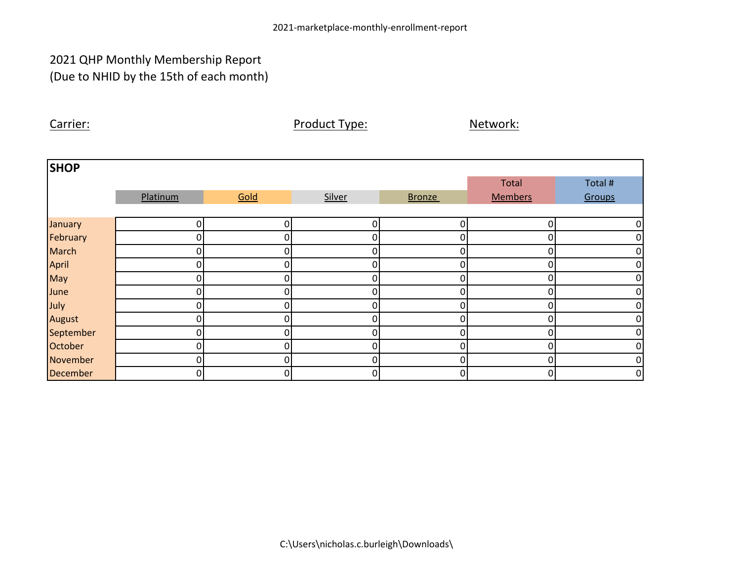2021 QHP Monthly Membership Report
(Due to NHID by the 15th of each month)

Carrier: Product Type: Network:

**SHOP**

| | Platinum | Gold | Silver | Bronze | Total Members | Total # Groups |
|---|---|---|---|---|---|---|
| January | 0 | 0 | 0 | 0 | 0 | 0 |
| February | 0 | 0 | 0 | 0 | 0 | 0 |
| March | 0 | 0 | 0 | 0 | 0 | 0 |
| April | 0 | 0 | 0 | 0 | 0 | 0 |
| May | 0 | 0 | 0 | 0 | 0 | 0 |
| June | 0 | 0 | 0 | 0 | 0 | 0 |
| July | 0 | 0 | 0 | 0 | 0 | 0 |
| August | 0 | 0 | 0 | 0 | 0 | 0 |
| September | 0 | 0 | 0 | 0 | 0 | 0 |
| October | 0 | 0 | 0 | 0 | 0 | 0 |
| November | 0 | 0 | 0 | 0 | 0 | 0 |
| December | 0 | 0 | 0 | 0 | 0 | 0 |